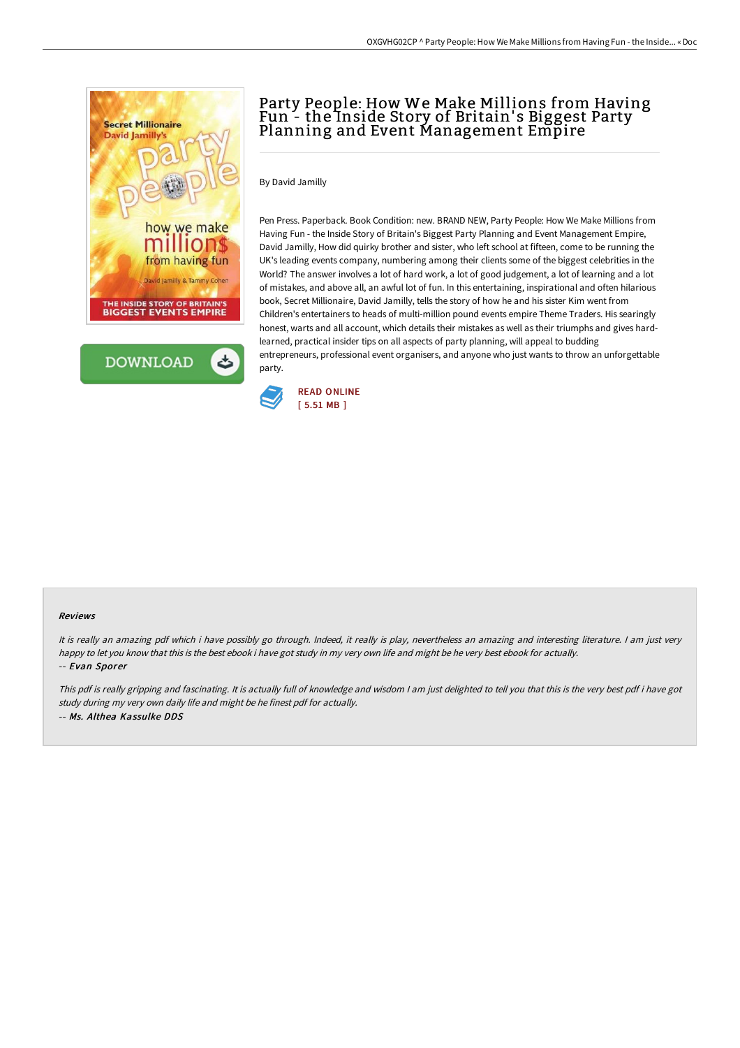# Party People: How We Make Millions from Having Fun - the Inside Story of Britain's Biggest Party Planning and Event Management Empire

By David Jamilly

Pen Press. Paperback. Book Condition: new. BRAND NEW, Party People: How We Make Millions from Having Fun - the Inside Story of Britain's Biggest Party Planning and Event Management Empire, David Jamilly, How did quirky brother and sister, who left school at fifteen, come to be running the UK's leading events company, numbering among their clients some of the biggest celebrities in the World? The answer involves a lot of hard work, a lot of good judgement, a lot of learning and a lot of mistakes, and above all, an awful lot of fun. In this entertaining, inspirational and often hilarious book, Secret Millionaire, David Jamilly, tells the story of how he and his sister Kim went from Children's entertainers to heads of multi-million pound events empire Theme Traders. His searingly honest, warts and all account, which details their mistakes as well as their triumphs and gives hard-learned, practical insider tips on all aspects of party planning, will appeal to budding entrepreneurs, professional event organisers, and anyone who just wants to throw an unforgettable party.

READ ONLINE
[ 5.51 MB ]

### Reviews

*It is really an amazing pdf which i have possibly go through. Indeed, it really is play, nevertheless an amazing and interesting literature. I am just very happy to let you know that this is the best ebook i have got study in my very own life and might be he very best ebook for actually.*

*-- Evan Sporer*

*This pdf is really gripping and fascinating. It is actually full of knowledge and wisdom I am just delighted to tell you that this is the very best pdf i have got study during my very own daily life and might be he finest pdf for actually.*

*-- Ms. Althea Kassulke DDS*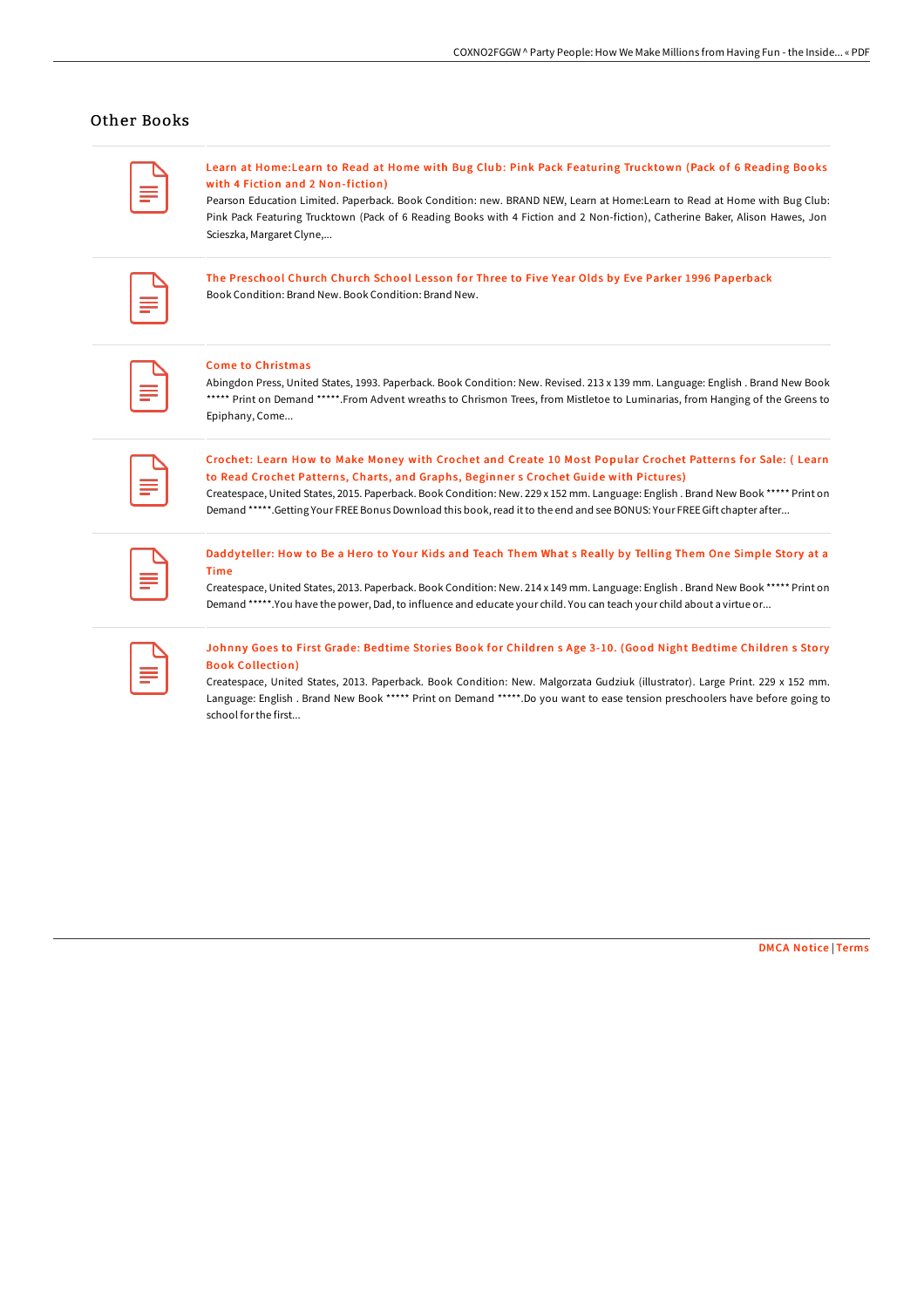## Other Books

**Learn at Home:Learn to Read at Home with Bug Club: Pink Pack Featuring Trucktown (Pack of 6 Reading Books with 4 Fiction and 2 Non-fiction)**

Pearson Education Limited. Paperback. Book Condition: new. BRAND NEW, Learn at Home:Learn to Read at Home with Bug Club: Pink Pack Featuring Trucktown (Pack of 6 Reading Books with 4 Fiction and 2 Non-fiction), Catherine Baker, Alison Hawes, Jon Scieszka, Margaret Clyne,...

**The Preschool Church Church School Lesson for Three to Five Year Olds by Eve Parker 1996 Paperback**

Book Condition: Brand New. Book Condition: Brand New.

**Come to Christmas**

Abingdon Press, United States, 1993. Paperback. Book Condition: New. Revised. 213 x 139 mm. Language: English . Brand New Book ***** Print on Demand *****.From Advent wreaths to Chrismon Trees, from Mistletoe to Luminarias, from Hanging of the Greens to Epiphany, Come...

**Crochet: Learn How to Make Money with Crochet and Create 10 Most Popular Crochet Patterns for Sale: ( Learn to Read Crochet Patterns, Charts, and Graphs, Beginner s Crochet Guide with Pictures)**

Createspace, United States, 2015. Paperback. Book Condition: New. 229 x 152 mm. Language: English . Brand New Book ***** Print on Demand *****.Getting Your FREE Bonus Download this book, read it to the end and see BONUS: Your FREE Gift chapter after...

**Daddyteller: How to Be a Hero to Your Kids and Teach Them What s Really by Telling Them One Simple Story at a Time**

Createspace, United States, 2013. Paperback. Book Condition: New. 214 x 149 mm. Language: English . Brand New Book ***** Print on Demand *****.You have the power, Dad, to influence and educate your child. You can teach your child about a virtue or...

**Johnny Goes to First Grade: Bedtime Stories Book for Children s Age 3-10. (Good Night Bedtime Children s Story Book Collection)**

Createspace, United States, 2013. Paperback. Book Condition: New. Malgorzata Gudziuk (illustrator). Large Print. 229 x 152 mm. Language: English . Brand New Book ***** Print on Demand *****.Do you want to ease tension preschoolers have before going to school for the first...